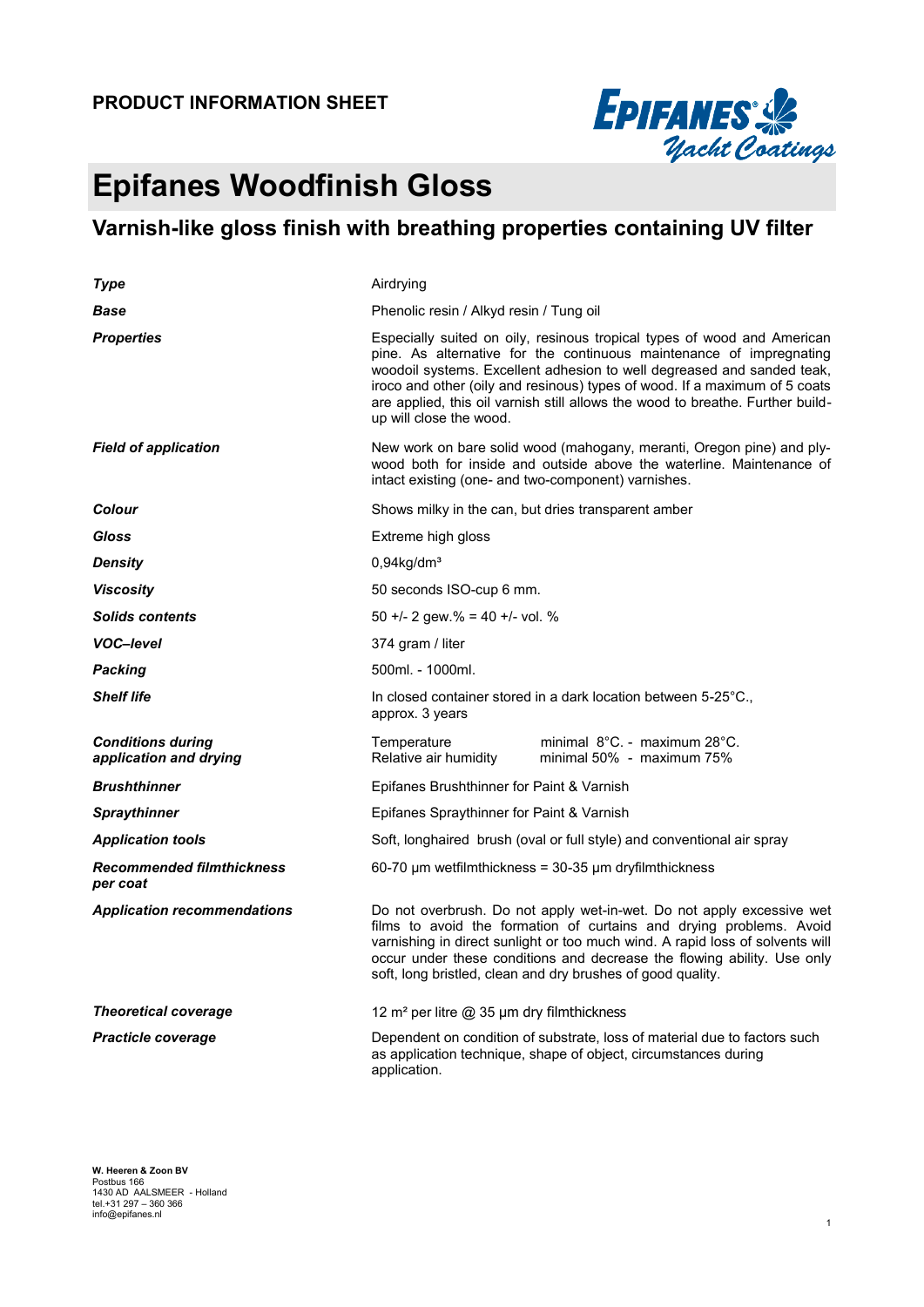**PRODUCT INFORMATION SHEET**

# Epifanes Woodfinish Gloss

## Varnish-like gloss finish with breathing properties containing UV filter

| | |
|---|---|
| ***Type*** | Airdrying |
| ***Base*** | Phenolic resin / Alkyd resin / Tung oil |
| ***Properties*** | Especially suited on oily, resinous tropical types of wood and American pine. As alternative for the continuous maintenance of impregnating woodoil systems. Excellent adhesion to well degreased and sanded teak, iroco and other (oily and resinous) types of wood. If a maximum of 5 coats are applied, this oil varnish still allows the wood to breathe. Further build-up will close the wood. |
| ***Field of application*** | New work on bare solid wood (mahogany, meranti, Oregon pine) and plywood both for inside and outside above the waterline. Maintenance of intact existing (one- and two-component) varnishes. |
| ***Colour*** | Shows milky in the can, but dries transparent amber |
| ***Gloss*** | Extreme high gloss |
| ***Density*** | 0,94kg/dm³ |
| ***Viscosity*** | 50 seconds ISO-cup 6 mm. |
| ***Solids contents*** | 50 +/- 2 gew.% = 40 +/- vol. % |
| ***VOC–level*** | 374 gram / liter |
| ***Packing*** | 500ml. - 1000ml. |
| ***Shelf life*** | In closed container stored in a dark location between 5-25°C., approx. 3 years |
| ***Conditions during application and drying*** | Temperature: minimal 8°C. - maximum 28°C.<br>Relative air humidity: minimal 50% - maximum 75% |
| ***Brushthinner*** | Epifanes Brushthinner for Paint & Varnish |
| ***Spraythinner*** | Epifanes Spraythinner for Paint & Varnish |
| ***Application tools*** | Soft, longhaired brush (oval or full style) and conventional air spray |
| ***Recommended filmthickness per coat*** | 60-70 µm wetfilmthickness = 30-35 µm dryfilmthickness |
| ***Application recommendations*** | Do not overbrush. Do not apply wet-in-wet. Do not apply excessive wet films to avoid the formation of curtains and drying problems. Avoid varnishing in direct sunlight or too much wind. A rapid loss of solvents will occur under these conditions and decrease the flowing ability. Use only soft, long bristled, clean and dry brushes of good quality. |
| ***Theoretical coverage*** | 12 m² per litre @ 35 µm dry filmthickness |
| ***Practicle coverage*** | Dependent on condition of substrate, loss of material due to factors such as application technique, shape of object, circumstances during application. |

**W. Heeren & Zoon BV**
Postbus 166
1430 AD AALSMEER - Holland
tel.+31 297 – 360 366
info@epifanes.nl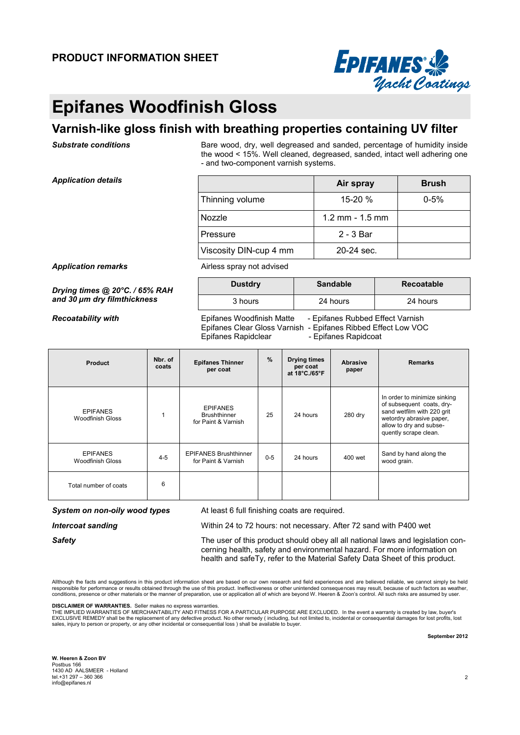**PRODUCT INFORMATION SHEET**

# Epifanes Woodfinish Gloss

## Varnish-like gloss finish with breathing properties containing UV filter

***Substrate conditions***

Bare wood, dry, well degreased and sanded, percentage of humidity inside the wood < 15%. Well cleaned, degreased, sanded, intact well adhering one - and two-component varnish systems.

***Application details***

| | Air spray | Brush |
|---|---|---|
| Thinning volume | 15-20 % | 0-5% |
| Nozzle | 1.2 mm - 1.5 mm | |
| Pressure | 2 - 3 Bar | |
| Viscosity DIN-cup 4 mm | 20-24 sec. | |

***Application remarks***

Airless spray not advised

***Drying times @ 20°C. / 65% RAH and 30 μm dry filmthickness***

| Dustdry | Sandable | Recoatable |
|---|---|---|
| 3 hours | 24 hours | 24 hours |

***Recoatability with***

Epifanes Woodfinish Matte - Epifanes Rubbed Effect Varnish
Epifanes Clear Gloss Varnish - Epifanes Ribbed Effect Low VOC
Epifanes Rapidclear - Epifanes Rapidcoat

| Product | Nbr. of coats | Epifanes Thinner per coat | % | Drying times per coat at 18°C./65°F | Abrasive paper | Remarks |
|---|---|---|---|---|---|---|
| EPIFANES Woodfinish Gloss | 1 | EPIFANES Brushthinner for Paint & Varnish | 25 | 24 hours | 280 dry | In order to minimize sinking of subsequent coats, dry-sand wetfilm with 220 grit wetordry abrasive paper, allow to dry and subsequently scrape clean. |
| EPIFANES Woodfinish Gloss | 4-5 | EPIFANES Brushthinner for Paint & Varnish | 0-5 | 24 hours | 400 wet | Sand by hand along the wood grain. |
| Total number of coats | 6 | | | | | |

***System on non-oily wood types***

At least 6 full finishing coats are required.

***Intercoat sanding***

Within 24 to 72 hours: not necessary. After 72 sand with P400 wet

***Safety***

The user of this product should obey all all national laws and legislation concerning health, safety and environmental hazard. For more information on health and safeTy, refer to the Material Safety Data Sheet of this product.

Allthough the facts and suggestions in this product information sheet are based on our own research and field experiences and are believed reliable, we cannot simply be held responsible for performance or results obtained through the use of this product. Ineffectiveness or other unintended consequences may result, because of such factors as weather, conditions, presence or other materials or the manner of preparation, use or application all of which are beyond W. Heeren & Zoon's control. All such risks are assumed by user.

**DISCLAIMER OF WARRANTIES.** Seller makes no express warranties.
THE IMPLIED WARRANTIES OF MERCHANTABILITY AND FITNESS FOR A PARTICULAR PURPOSE ARE EXCLUDED. In the event a warranty is created by law, buyer's EXCLUSIVE REMEDY shall be the replacement of any defective product. No other remedy ( including, but not limited to, incidental or consequential damages for lost profits, lost sales, injury to person or property, or any other incidental or consequential loss ) shall be available to buyer.

**September 2012**

**W. Heeren & Zoon BV**
Postbus 166
1430 AD AALSMEER - Holland
tel.+31 297 – 360 366
info@epifanes.nl